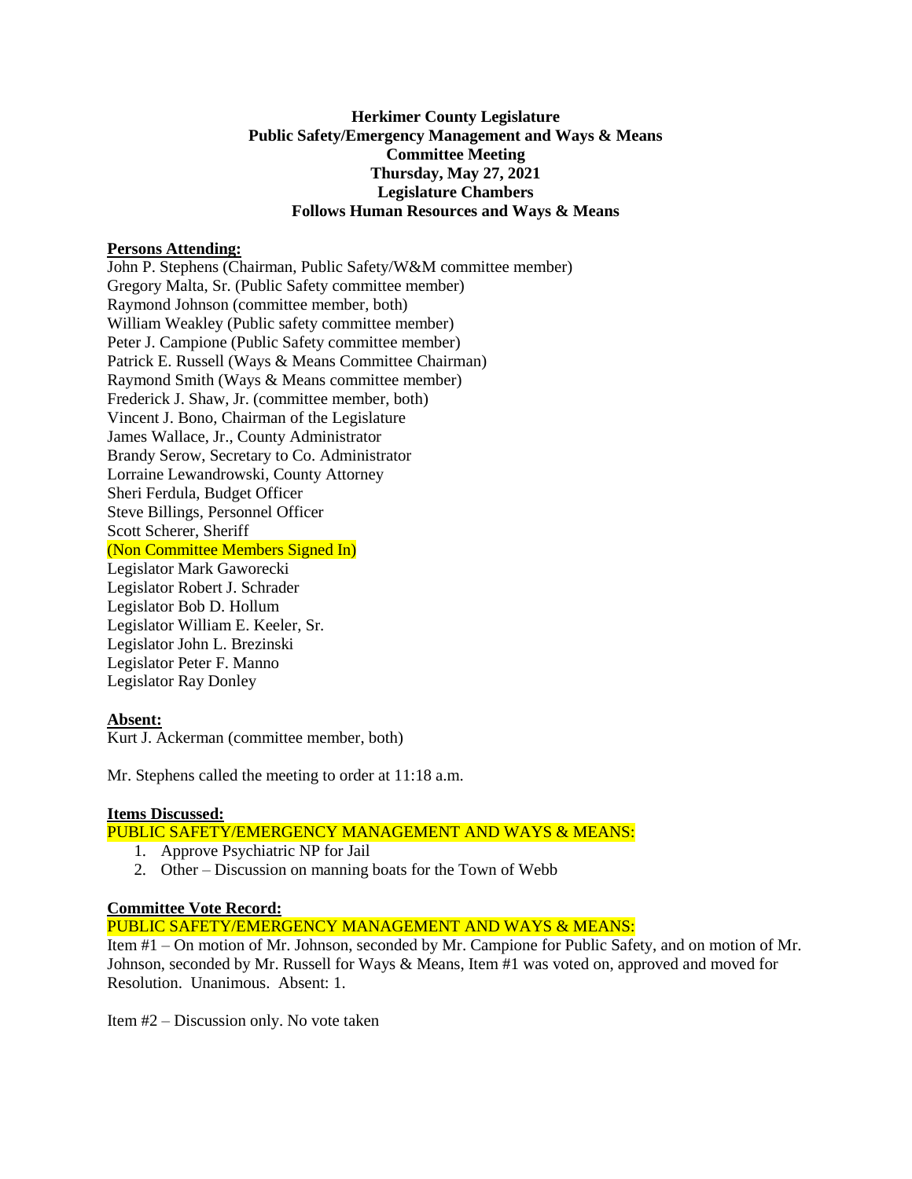**Herkimer County Legislature**
**Public Safety/Emergency Management and Ways & Means**
**Committee Meeting**
**Thursday, May 27, 2021**
**Legislature Chambers**
**Follows Human Resources and Ways & Means**

**Persons Attending:**

John P. Stephens (Chairman, Public Safety/W&M committee member)
Gregory Malta, Sr. (Public Safety committee member)
Raymond Johnson (committee member, both)
William Weakley (Public safety committee member)
Peter J. Campione (Public Safety committee member)
Patrick E. Russell (Ways & Means Committee Chairman)
Raymond Smith (Ways & Means committee member)
Frederick J. Shaw, Jr. (committee member, both)
Vincent J. Bono, Chairman of the Legislature
James Wallace, Jr., County Administrator
Brandy Serow, Secretary to Co. Administrator
Lorraine Lewandrowski, County Attorney
Sheri Ferdula, Budget Officer
Steve Billings, Personnel Officer
Scott Scherer, Sheriff
(Non Committee Members Signed In)
Legislator Mark Gaworecki
Legislator Robert J. Schrader
Legislator Bob D. Hollum
Legislator William E. Keeler, Sr.
Legislator John L. Brezinski
Legislator Peter F. Manno
Legislator Ray Donley

**Absent:**

Kurt J. Ackerman (committee member, both)

Mr. Stephens called the meeting to order at 11:18 a.m.

**Items Discussed:**

PUBLIC SAFETY/EMERGENCY MANAGEMENT AND WAYS & MEANS:

1. Approve Psychiatric NP for Jail
2. Other – Discussion on manning boats for the Town of Webb

**Committee Vote Record:**

PUBLIC SAFETY/EMERGENCY MANAGEMENT AND WAYS & MEANS:

Item #1 – On motion of Mr. Johnson, seconded by Mr. Campione for Public Safety, and on motion of Mr. Johnson, seconded by Mr. Russell for Ways & Means, Item #1 was voted on, approved and moved for Resolution. Unanimous. Absent: 1.

Item #2 – Discussion only. No vote taken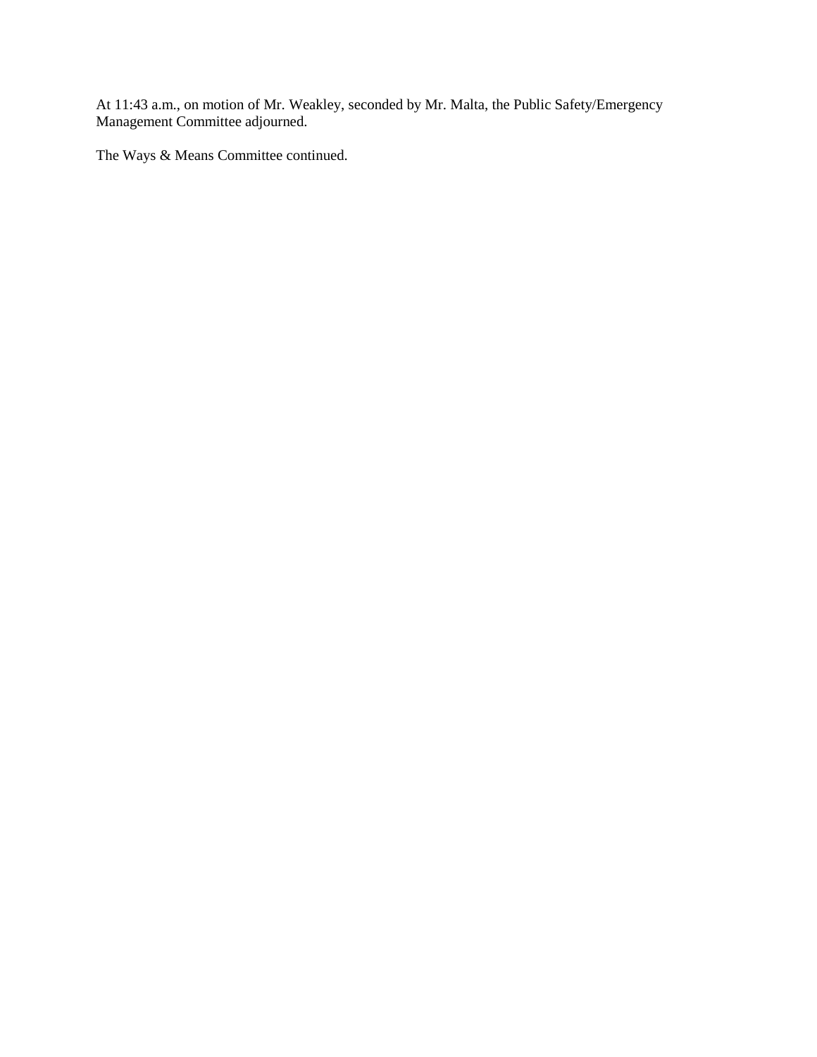At 11:43 a.m., on motion of Mr. Weakley, seconded by Mr. Malta, the Public Safety/Emergency Management Committee adjourned.

The Ways & Means Committee continued.